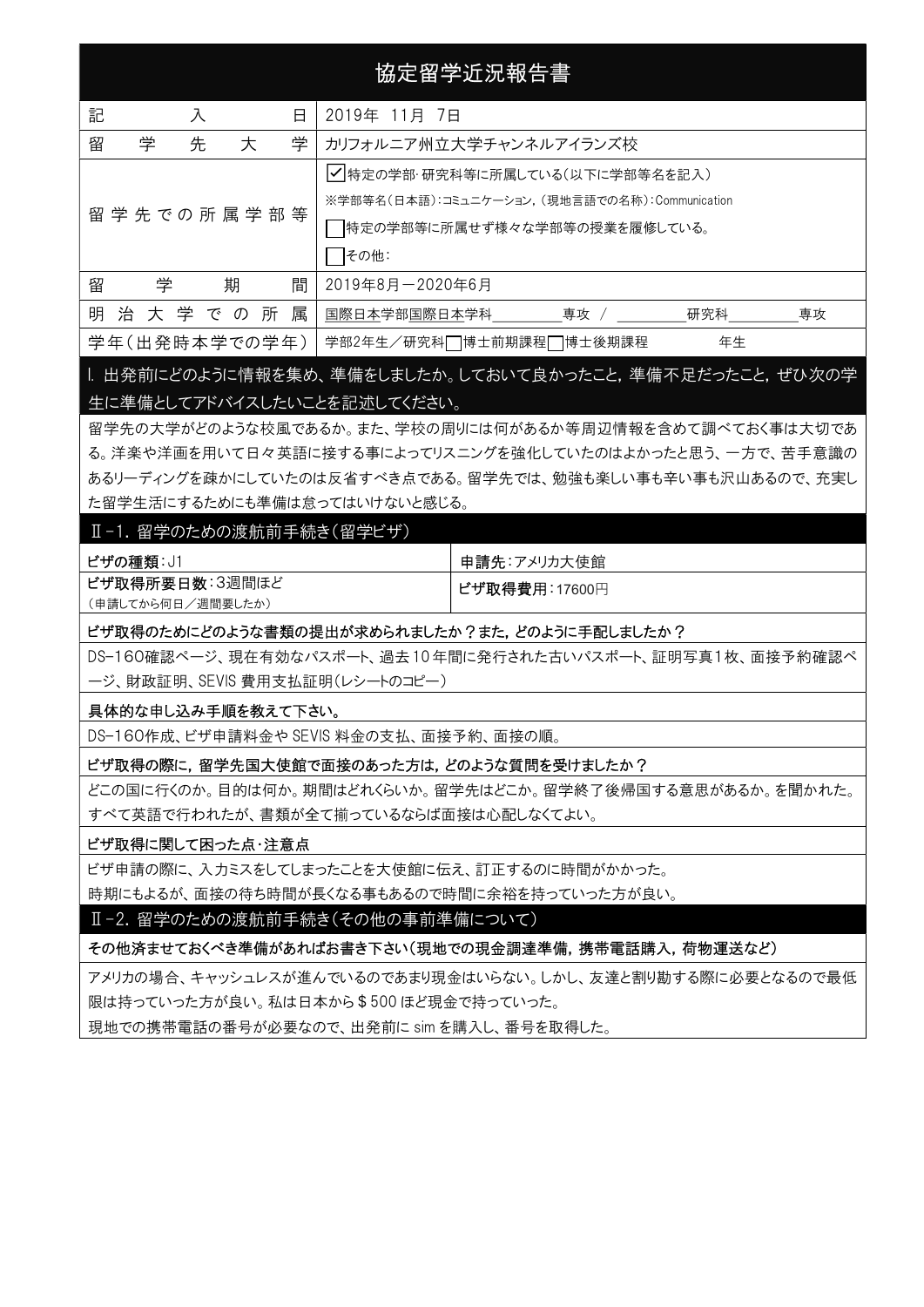# 協定留学近況報告書

| | |
|---|---|
| 記入日 | 2019年 11月 7日 |
| 留学先大学 | カリフォルニア州立大学チャンネルアイランズ校 |
| 留学先での所属学部等 | ☑特定の学部･研究科等に所属している(以下に学部等名を記入)<br>※学部等名(日本語):コミュニケーション,(現地言語での名称):Communication<br>☐特定の学部等に所属せず様々な学部等の授業を履修している。<br>☐その他: |
| 留学期間 | 2019年8月－2020年6月 |
| 明治大学での所属 | 国際日本学部国際日本学科＿＿＿＿＿専攻 / ＿＿＿＿＿研究科＿＿＿＿＿専攻 |
| 学年(出発時本学での学年) | 学部2年生／研究科☐博士前期課程☐博士後期課程　　　年生 |

## Ⅰ. 出発前にどのように情報を集め、準備をしましたか。しておいて良かったこと，準備不足だったこと，ぜひ次の学生に準備としてアドバイスしたいことを記述してください。

留学先の大学がどのような校風であるか。また、学校の周りには何があるか等周辺情報を含めて調べておく事は大切である。洋楽や洋画を用いて日々英語に接する事によってリスニングを強化していたのはよかったと思う、一方で、苦手意識のあるリーディングを疎かにしていたのは反省すべき点である。留学先では、勉強も楽しい事も辛い事も沢山あるので、充実した留学生活にするためにも準備は怠ってはいけないと感じる。

## Ⅱ-1. 留学のための渡航前手続き(留学ビザ)

| | |
|---|---|
| **ビザの種類**:J1 | **申請先**:アメリカ大使館 |
| **ビザ取得所要日数**:3週間ほど<br>(申請してから何日／週間要したか) | **ビザ取得費用**:17600円 |

**ビザ取得のためにどのような書類の提出が求められましたか？また，どのように手配しましたか？**

DS-160確認ページ、現在有効なパスポート、過去10年間に発行された古いパスポート、証明写真1枚、面接予約確認ページ、財政証明、SEVIS 費用支払証明(レシートのコピー)

**具体的な申し込み手順を教えて下さい。**

DS-160作成、ビザ申請料金や SEVIS 料金の支払、面接予約、面接の順。

**ビザ取得の際に，留学先国大使館で面接のあった方は，どのような質問を受けましたか？**

どこの国に行くのか。目的は何か。期間はどれくらいか。留学先はどこか。留学終了後帰国する意思があるか。を聞かれた。すべて英語で行われたが、書類が全て揃っているならば面接は心配しなくてよい。

**ビザ取得に関して困った点･注意点**

ビザ申請の際に、入力ミスをしてしまったことを大使館に伝え、訂正するのに時間がかかった。
時期にもよるが、面接の待ち時間が長くなる事もあるので時間に余裕を持っていった方が良い。

## Ⅱ-2. 留学のための渡航前手続き(その他の事前準備について)

**その他済ませておくべき準備があればお書き下さい(現地での現金調達準備，携帯電話購入，荷物運送など)**

アメリカの場合、キャッシュレスが進んでいるのであまり現金はいらない。しかし、友達と割り勘する際に必要となるので最低限は持っていった方が良い。私は日本から＄500 ほど現金で持っていった。
現地での携帯電話の番号が必要なので、出発前に sim を購入し、番号を取得した。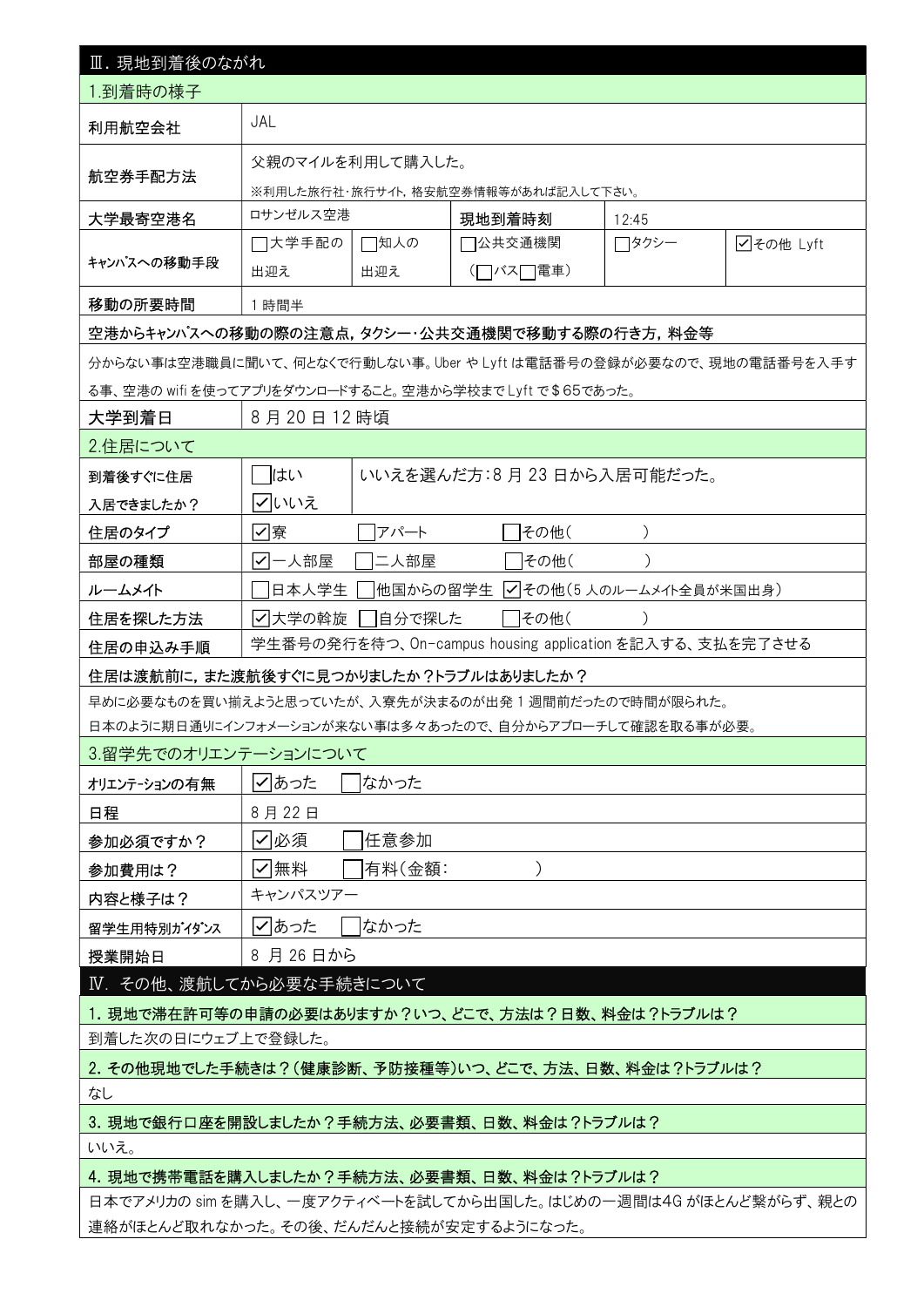## Ⅲ. 現地到着後のながれ

### 1.到着時の様子

| | | | | | |
|---|---|---|---|---|---|
| 利用航空会社 | JAL | | | | |
| 航空券手配方法 | 父親のマイルを利用して購入した。<br>※利用した旅行社･旅行サイト，格安航空券情報等があれば記入して下さい。 | | | | |
| 大学最寄空港名 | ロサンゼルス空港 | | 現地到着時刻 | 12:45 | |
| ｷｬﾝﾊﾟｽへの移動手段 | ☐大学手配の出迎え | ☐知人の出迎え | ☐公共交通機関（☐バス☐電車） | ☐タクシー | ☑その他 Lyft |
| 移動の所要時間 | 1 時間半 | | | | |

**空港からｷｬﾝﾊﾟｽへの移動の際の注意点，タクシー・公共交通機関で移動する際の行き方，料金等**

分からない事は空港職員に聞いて、何となくで行動しない事。Uber や Lyft は電話番号の登録が必要なので、現地の電話番号を入手する事、空港の wifi を使ってアプリをダウンロードすること。空港から学校まで Lyft で＄65であった。

| | |
|---|---|
| 大学到着日 | 8 月 20 日 12 時頃 |

### 2.住居について

| | | |
|---|---|---|
| 到着後すぐに住居入居できましたか？ | ☐はい<br>☑いいえ | いいえを選んだ方：8 月 23 日から入居可能だった。 |
| 住居のタイプ | ☑寮　☐アパート　☐その他（　　） | |
| 部屋の種類 | ☑一人部屋　☐二人部屋　☐その他（　　） | |
| ルームメイト | ☐日本人学生　☐他国からの留学生　☑その他（5 人のルームメイト全員が米国出身） | |
| 住居を探した方法 | ☑大学の斡旋　☐自分で探した　☐その他（　　） | |
| 住居の申込み手順 | 学生番号の発行を待つ、On-campus housing application を記入する、支払を完了させる | |

**住居は渡航前に，また渡航後すぐに見つかりましたか？トラブルはありましたか？**

早めに必要なものを買い揃えようと思っていたが、入寮先が決まるのが出発 1 週間前だったので時間が限られた。
日本のように期日通りにインフォメーションが来ない事は多々あったので、自分からアプローチして確認を取る事が必要。

### 3.留学先でのオリエンテーションについて

| | |
|---|---|
| ｵﾘｴﾝﾃｰｼｮﾝの有無 | ☑あった　☐なかった |
| 日程 | 8 月 22 日 |
| 参加必須ですか？ | ☑必須　☐任意参加 |
| 参加費用は？ | ☑無料　☐有料（金額：　　） |
| 内容と様子は？ | キャンパスツアー |
| 留学生用特別ｶﾞｲﾀﾞﾝｽ | ☑あった　☐なかった |
| 授業開始日 | 8 月 26 日から |

## Ⅳ. その他、渡航してから必要な手続きについて

**1. 現地で滞在許可等の申請の必要はありますか？いつ、どこで、方法は？日数、料金は？トラブルは？**

到着した次の日にウェブ上で登録した。

**2. その他現地でした手続きは？（健康診断、予防接種等）いつ、どこで、方法、日数、料金は？トラブルは？**

なし

**3. 現地で銀行口座を開設しましたか？手続方法、必要書類、日数、料金は？トラブルは？**

いいえ。

**4. 現地で携帯電話を購入しましたか？手続方法、必要書類、日数、料金は？トラブルは？**

日本でアメリカの sim を購入し、一度アクティベートを試してから出国した。はじめの一週間は4G がほとんど繋がらず、親との連絡がほとんど取れなかった。その後、だんだんと接続が安定するようになった。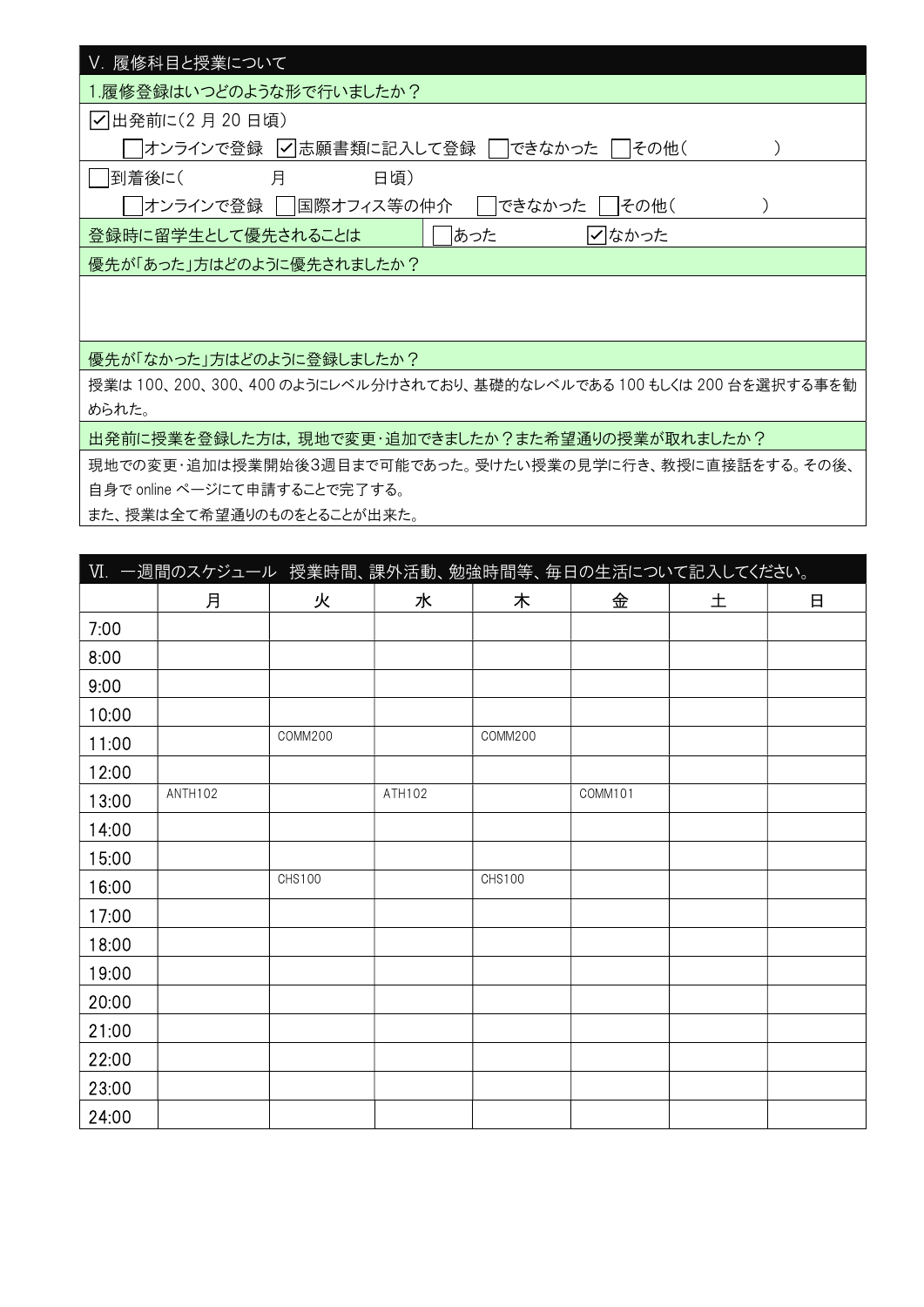## V. 履修科目と授業について

1.履修登録はいつどのような形で行いましたか？

☑出発前に(2 月 20 日頃)

　□オンラインで登録 ☑志願書類に記入して登録 □できなかった □その他(　　　　　)

□到着後に(　　　　月　　　　日頃)

　□オンラインで登録 □国際オフィス等の仲介 □できなかった □その他(　　　　　)

登録時に留学生として優先されることは　□あった　☑なかった

優先が「あった」方はどのように優先されましたか？

優先が「なかった」方はどのように登録しましたか？

授業は 100、200、300、400 のようにレベル分けされており、基礎的なレベルである 100 もしくは 200 台を選択する事を勧められた。

出発前に授業を登録した方は，現地で変更・追加できましたか？また希望通りの授業が取れましたか？

現地での変更・追加は授業開始後3週目まで可能であった。受けたい授業の見学に行き、教授に直接話をする。その後、自身で online ページにて申請することで完了する。
また、授業は全て希望通りのものをとることが出来た。

## VI. 一週間のスケジュール 授業時間、課外活動、勉強時間等、毎日の生活について記入してください。

| | 月 | 火 | 水 | 木 | 金 | 土 | 日 |
|---|---|---|---|---|---|---|---|
| 7:00 | | | | | | | |
| 8:00 | | | | | | | |
| 9:00 | | | | | | | |
| 10:00 | | | | | | | |
| 11:00 | | COMM200 | | COMM200 | | | |
| 12:00 | | | | | | | |
| 13:00 | ANTH102 | | ATH102 | | COMM101 | | |
| 14:00 | | | | | | | |
| 15:00 | | | | | | | |
| 16:00 | | CHS100 | | CHS100 | | | |
| 17:00 | | | | | | | |
| 18:00 | | | | | | | |
| 19:00 | | | | | | | |
| 20:00 | | | | | | | |
| 21:00 | | | | | | | |
| 22:00 | | | | | | | |
| 23:00 | | | | | | | |
| 24:00 | | | | | | | |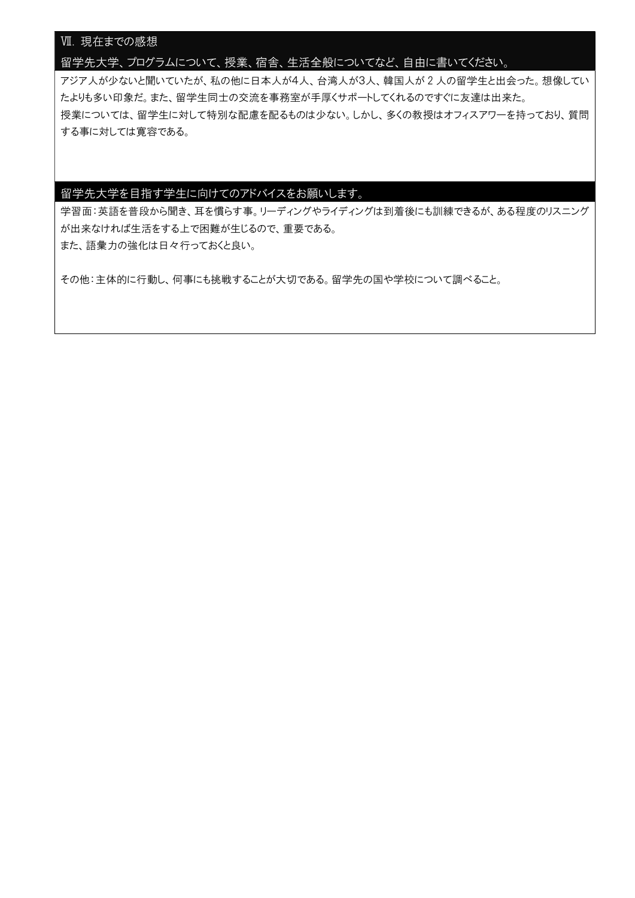## Ⅶ. 現在までの感想

### 留学先大学、プログラムについて、授業、宿舎、生活全般についてなど、自由に書いてください。

アジア人が少ないと聞いていたが、私の他に日本人が4人、台湾人が3人、韓国人が 2 人の留学生と出会った。想像していたよりも多い印象だ。また、留学生同士の交流を事務室が手厚くサポートしてくれるのですぐに友達は出来た。

授業については、留学生に対して特別な配慮を配るものは少ない。しかし、多くの教授はオフィスアワーを持っており、質問する事に対しては寛容である。

### 留学先大学を目指す学生に向けてのアドバイスをお願いします。

学習面：英語を普段から聞き、耳を慣らす事。リーディングやライディングは到着後にも訓練できるが、ある程度のリスニングが出来なければ生活をする上で困難が生じるので、重要である。

また、語彙力の強化は日々行っておくと良い。

その他：主体的に行動し、何事にも挑戦することが大切である。留学先の国や学校について調べること。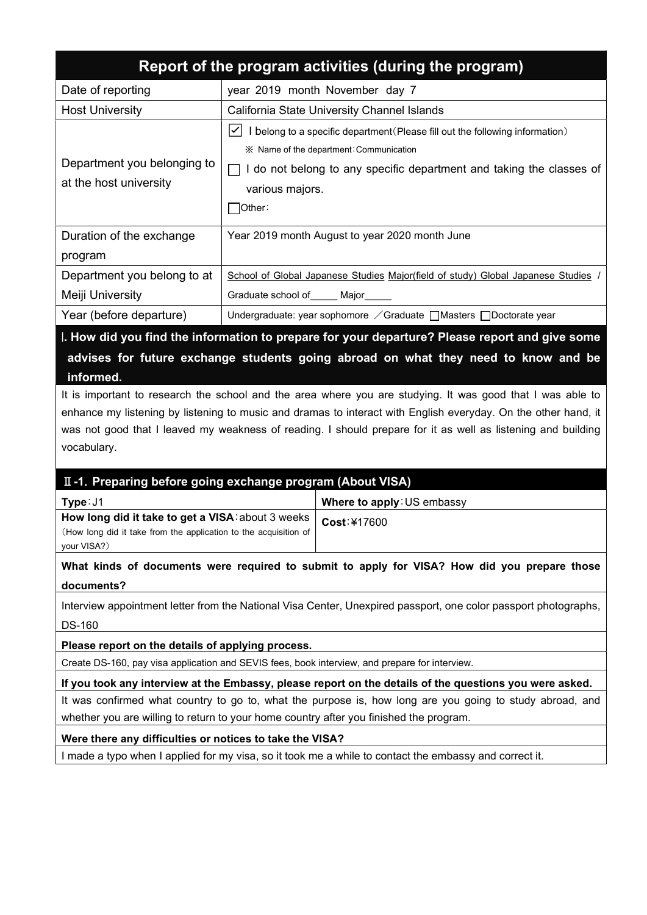## Report of the program activities (during the program)

| | |
|---|---|
| Date of reporting | year 2019 month November day 7 |
| Host University | California State University Channel Islands |
| Department you belonging to at the host university | ☑ I belong to a specific department(Please fill out the following information)<br>※ Name of the department：Communication<br>☐ I do not belong to any specific department and taking the classes of various majors.<br>☐Other： |
| Duration of the exchange program | Year 2019 month August to year 2020 month June |
| Department you belong to at Meiji University | School of Global Japanese Studies Major(field of study) Global Japanese Studies / Graduate school of_____ Major_____ |
| Year (before departure) | Undergraduate: year sophomore ／Graduate ☐Masters ☐Doctorate year |

### Ⅰ. How did you find the information to prepare for your departure? Please report and give some advises for future exchange students going abroad on what they need to know and be informed.

It is important to research the school and the area where you are studying. It was good that I was able to enhance my listening by listening to music and dramas to interact with English everyday. On the other hand, it was not good that I leaved my weakness of reading. I should prepare for it as well as listening and building vocabulary.

### Ⅱ-1. Preparing before going exchange program (About VISA)

| | |
|---|---|
| **Type**：J1 | **Where to apply**：US embassy |
| **How long did it take to get a VISA**：about 3 weeks<br>（How long did it take from the application to the acquisition of your VISA?） | **Cost**：¥17600 |

**What kinds of documents were required to submit to apply for VISA? How did you prepare those documents?**

Interview appointment letter from the National Visa Center, Unexpired passport, one color passport photographs, DS-160

**Please report on the details of applying process.**

Create DS-160, pay visa application and SEVIS fees, book interview, and prepare for interview.

**If you took any interview at the Embassy, please report on the details of the questions you were asked.**

It was confirmed what country to go to, what the purpose is, how long are you going to study abroad, and whether you are willing to return to your home country after you finished the program.

**Were there any difficulties or notices to take the VISA?**

I made a typo when I applied for my visa, so it took me a while to contact the embassy and correct it.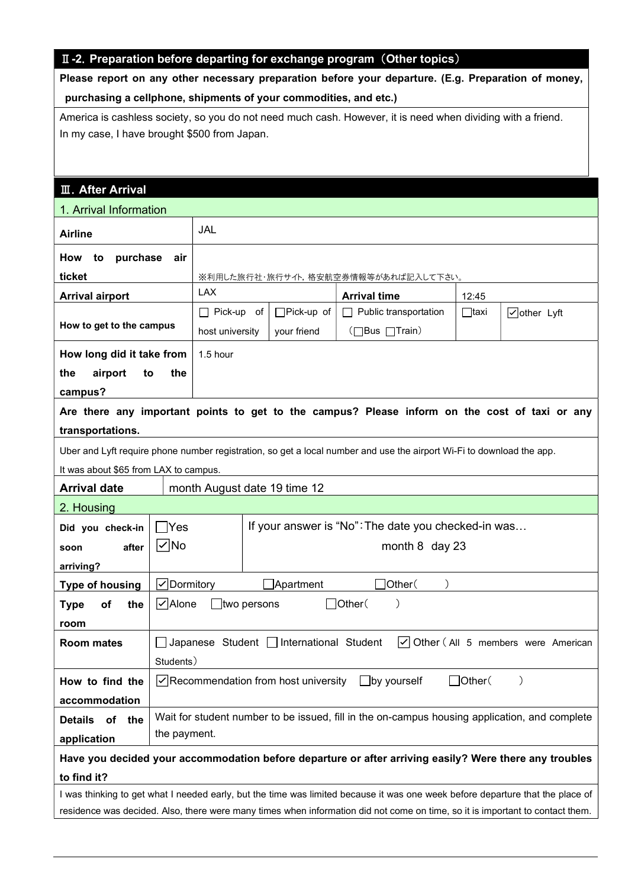## Ⅱ-2. Preparation before departing for exchange program（Other topics）

**Please report on any other necessary preparation before your departure. (E.g. Preparation of money, purchasing a cellphone, shipments of your commodities, and etc.)**

America is cashless society, so you do not need much cash. However, it is need when dividing with a friend.
In my case, I have brought $500 from Japan.

## Ⅲ. After Arrival

### 1. Arrival Information

| | | | | | |
|---|---|---|---|---|---|
| **Airline** | JAL | | | | |
| **How to purchase air ticket** | ※利用した旅行社･旅行サイト, 格安航空券情報等があれば記入して下さい。 | | | | |
| **Arrival airport** | LAX | | **Arrival time** | 12:45 | |
| **How to get to the campus** | ☐ Pick-up of host university | ☐Pick-up of your friend | ☐ Public transportation（☐Bus ☐Train） | ☐taxi | ☑other Lyft |
| **How long did it take from the airport to the campus?** | 1.5 hour | | | | |

**Are there any important points to get to the campus? Please inform on the cost of taxi or any transportations.**

Uber and Lyft require phone number registration, so get a local number and use the airport Wi-Fi to download the app.
It was about $65 from LAX to campus.

| | |
|---|---|
| **Arrival date** | month August date 19 time 12 |

### 2. Housing

| | | |
|---|---|---|
| **Did you check-in soon after arriving?** | ☐Yes<br>☑No | If your answer is "No"：The date you checked-in was… month 8 day 23 |
| **Type of housing** | ☑Dormitory ☐Apartment ☐Other（ ） | |
| **Type of the room** | ☑Alone ☐two persons ☐Other（ ） | |
| **Room mates** | ☐ Japanese Student ☐ International Student ☑ Other（All 5 members were American Students） | |
| **How to find the accommodation** | ☑Recommendation from host university ☐by yourself ☐Other（ ） | |
| **Details of the application** | Wait for student number to be issued, fill in the on-campus housing application, and complete the payment. | |

**Have you decided your accommodation before departure or after arriving easily? Were there any troubles to find it?**

I was thinking to get what I needed early, but the time was limited because it was one week before departure that the place of residence was decided. Also, there were many times when information did not come on time, so it is important to contact them.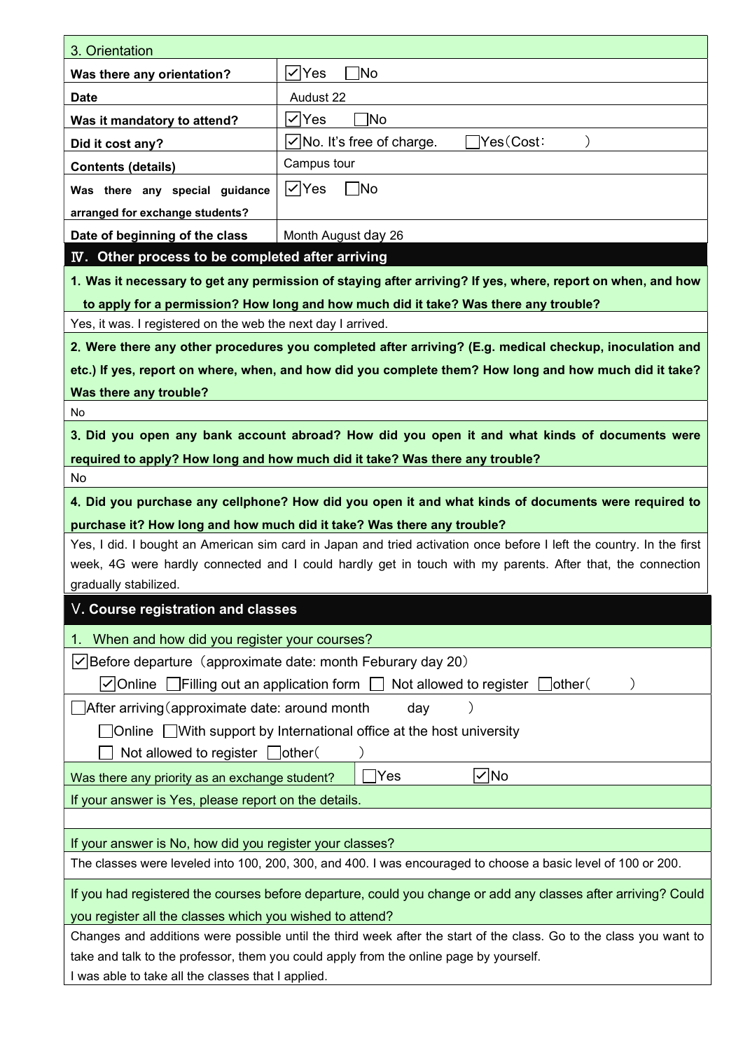| 3. Orientation | |
|---|---|
| **Was there any orientation?** | ☑Yes ☐No |
| **Date** | Audust 22 |
| **Was it mandatory to attend?** | ☑Yes ☐No |
| **Did it cost any?** | ☑No. It's free of charge. ☐Yes（Cost: ） |
| **Contents (details)** | Campus tour |
| **Was there any special guidance arranged for exchange students?** | ☑Yes ☐No |
| **Date of beginning of the class** | Month August day 26 |

## Ⅳ. Other process to be completed after arriving

**1. Was it necessary to get any permission of staying after arriving? If yes, where, report on when, and how to apply for a permission? How long and how much did it take? Was there any trouble?**

Yes, it was. I registered on the web the next day I arrived.

**2. Were there any other procedures you completed after arriving? (E.g. medical checkup, inoculation and etc.) If yes, report on where, when, and how did you complete them? How long and how much did it take? Was there any trouble?**

No

**3. Did you open any bank account abroad? How did you open it and what kinds of documents were required to apply? How long and how much did it take? Was there any trouble?**

No

**4. Did you purchase any cellphone? How did you open it and what kinds of documents were required to purchase it? How long and how much did it take? Was there any trouble?**

Yes, I did. I bought an American sim card in Japan and tried activation once before I left the country. In the first week, 4G were hardly connected and I could hardly get in touch with my parents. After that, the connection gradually stabilized.

## Ⅴ. Course registration and classes

1. When and how did you register your courses?

☑Before departure（approximate date: month Feburary day 20）

☑Online ☐Filling out an application form ☐ Not allowed to register ☐other（ ）

☐After arriving（approximate date: around month day ）

☐Online ☐With support by International office at the host university

☐ Not allowed to register ☐other（ ）

| Was there any priority as an exchange student? | ☐Yes | ☑No |
|---|---|---|

If your answer is Yes, please report on the details.

If your answer is No, how did you register your classes?

The classes were leveled into 100, 200, 300, and 400. I was encouraged to choose a basic level of 100 or 200.

If you had registered the courses before departure, could you change or add any classes after arriving? Could you register all the classes which you wished to attend?

Changes and additions were possible until the third week after the start of the class. Go to the class you want to take and talk to the professor, them you could apply from the online page by yourself.
I was able to take all the classes that I applied.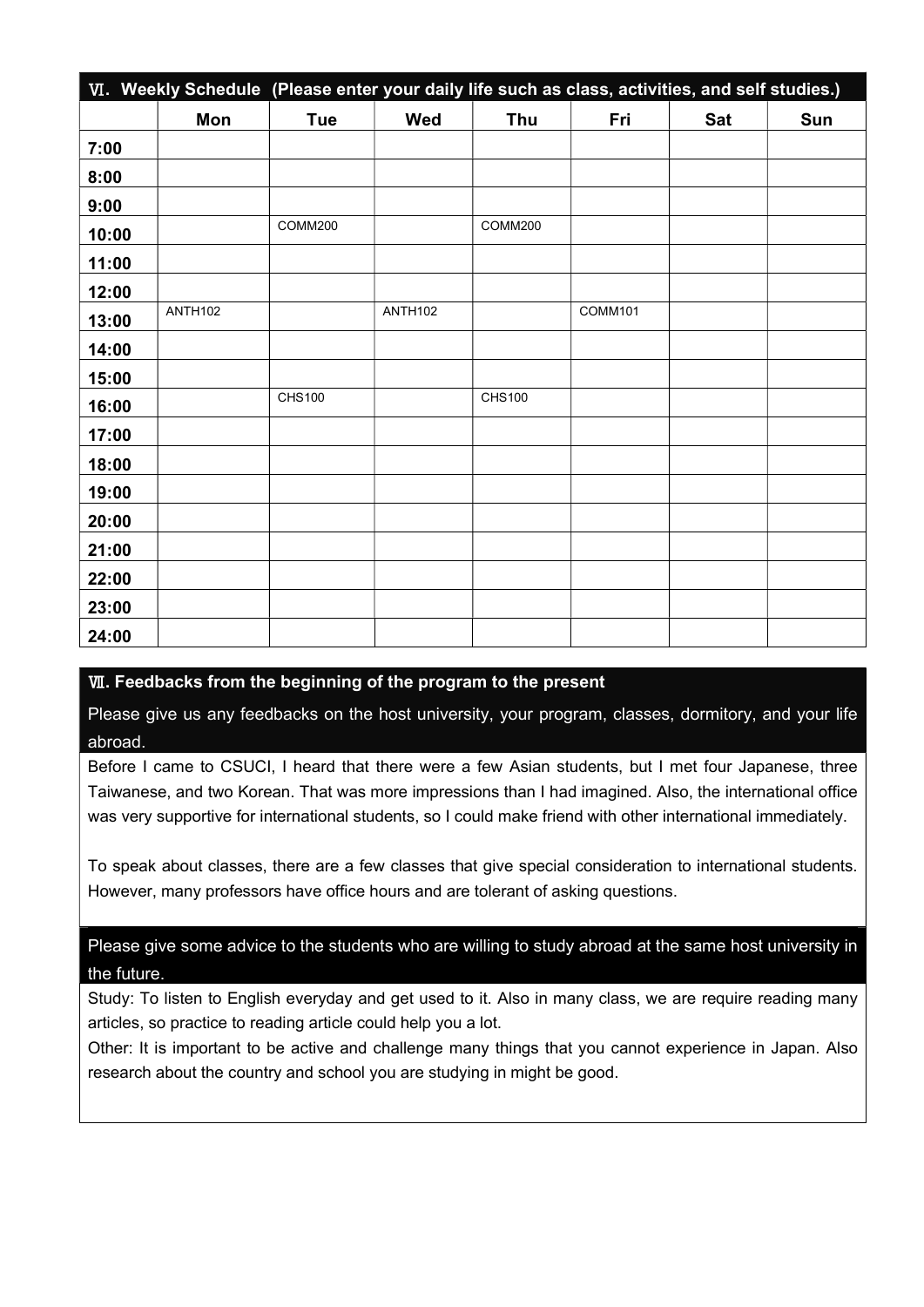## Ⅵ. Weekly Schedule (Please enter your daily life such as class, activities, and self studies.)

| | Mon | Tue | Wed | Thu | Fri | Sat | Sun |
|---|---|---|---|---|---|---|---|
| 7:00 | | | | | | | |
| 8:00 | | | | | | | |
| 9:00 | | | | | | | |
| 10:00 | | COMM200 | | COMM200 | | | |
| 11:00 | | | | | | | |
| 12:00 | | | | | | | |
| 13:00 | ANTH102 | | ANTH102 | | COMM101 | | |
| 14:00 | | | | | | | |
| 15:00 | | | | | | | |
| 16:00 | | CHS100 | | CHS100 | | | |
| 17:00 | | | | | | | |
| 18:00 | | | | | | | |
| 19:00 | | | | | | | |
| 20:00 | | | | | | | |
| 21:00 | | | | | | | |
| 22:00 | | | | | | | |
| 23:00 | | | | | | | |
| 24:00 | | | | | | | |

## Ⅶ. Feedbacks from the beginning of the program to the present

**Please give us any feedbacks on the host university, your program, classes, dormitory, and your life abroad.**

Before I came to CSUCI, I heard that there were a few Asian students, but I met four Japanese, three Taiwanese, and two Korean. That was more impressions than I had imagined. Also, the international office was very supportive for international students, so I could make friend with other international immediately.

To speak about classes, there are a few classes that give special consideration to international students. However, many professors have office hours and are tolerant of asking questions.

**Please give some advice to the students who are willing to study abroad at the same host university in the future.**

Study: To listen to English everyday and get used to it. Also in many class, we are require reading many articles, so practice to reading article could help you a lot.

Other: It is important to be active and challenge many things that you cannot experience in Japan. Also research about the country and school you are studying in might be good.